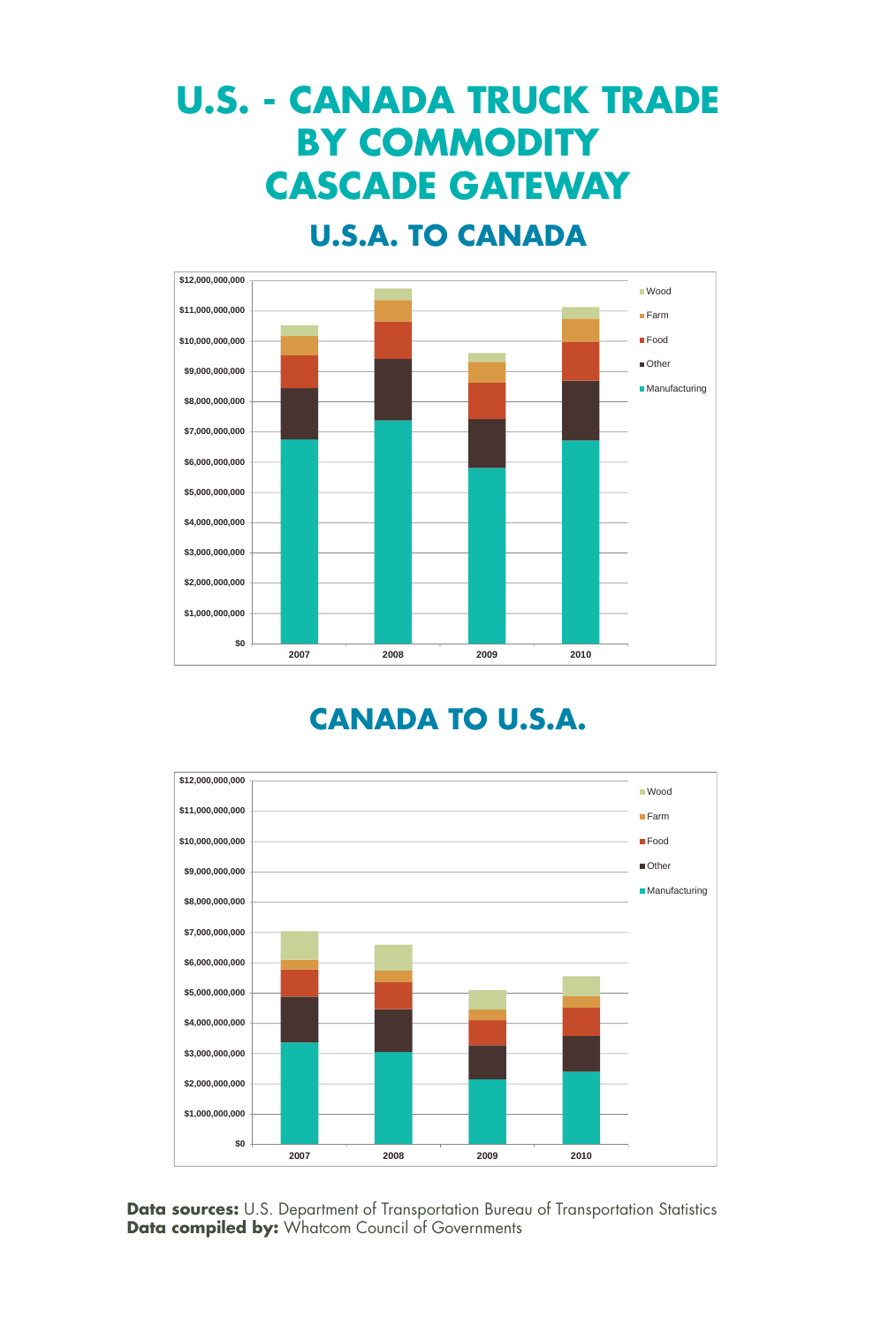# U.S. - CANADA TRUCK TRADE BY COMMODITY CASCADE GATEWAY

## U.S.A. TO CANADA

$12,000,000,000
$11,000,000,000
$10,000,000,000
$9,000,000,000
$8,000,000,000
$7,000,000,000
$6,000,000,000
$5,000,000,000
$4,000,000,000
$3,000,000,000
$2,000,000,000
$1,000,000,000
$0

2007 2008 2009 2010

Wood
Farm
Food
Other
Manufacturing

## CANADA TO U.S.A.

$12,000,000,000
$11,000,000,000
$10,000,000,000
$9,000,000,000
$8,000,000,000
$7,000,000,000
$6,000,000,000
$5,000,000,000
$4,000,000,000
$3,000,000,000
$2,000,000,000
$1,000,000,000
$0

2007 2008 2009 2010

Wood
Farm
Food
Other
Manufacturing

**Data sources:** U.S. Department of Transportation Bureau of Transportation Statistics
**Data compiled by:** Whatcom Council of Governments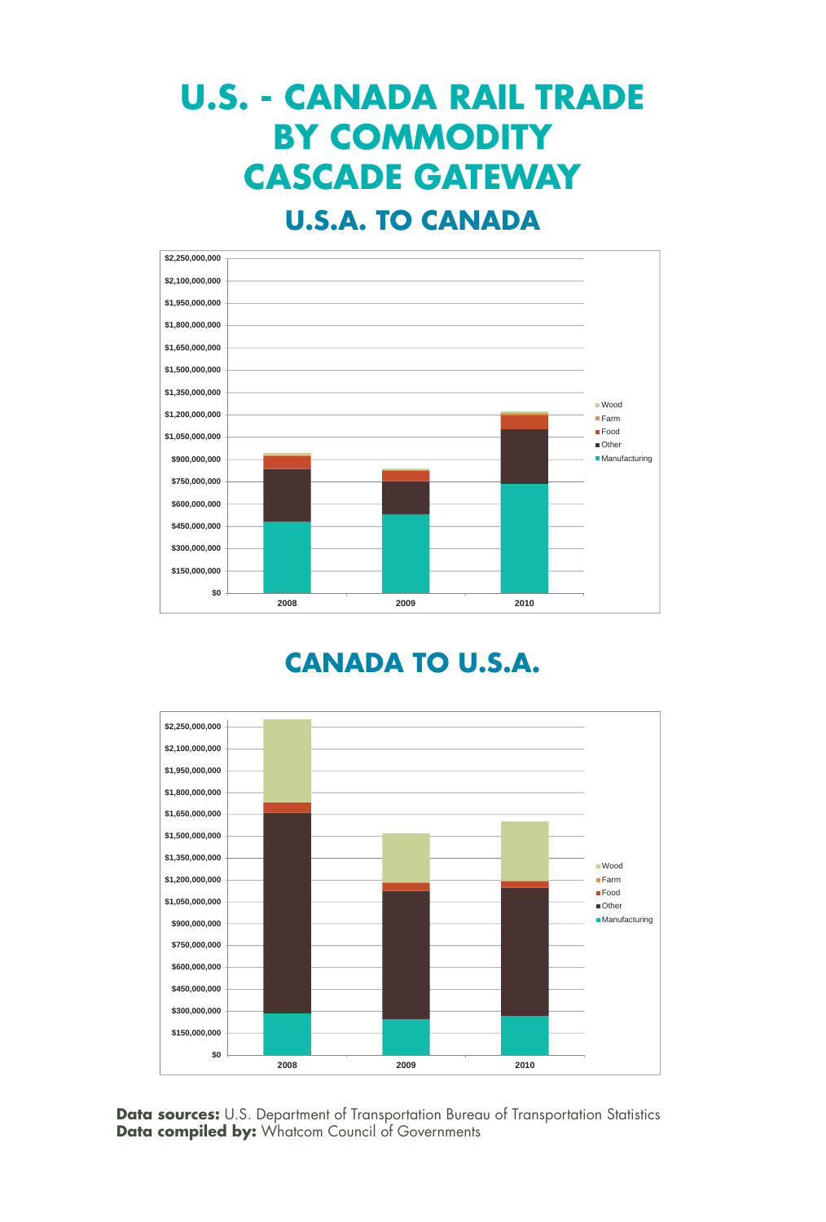# U.S. - CANADA RAIL TRADE BY COMMODITY CASCADE GATEWAY

## U.S.A. TO CANADA

$2,250,000,000
$2,100,000,000
$1,950,000,000
$1,800,000,000
$1,650,000,000
$1,500,000,000
$1,350,000,000
$1,200,000,000
$1,050,000,000
$900,000,000
$750,000,000
$600,000,000
$450,000,000
$300,000,000
$150,000,000
$0

2008 2009 2010

Wood
Farm
Food
Other
Manufacturing

## CANADA TO U.S.A.

$2,250,000,000
$2,100,000,000
$1,950,000,000
$1,800,000,000
$1,650,000,000
$1,500,000,000
$1,350,000,000
$1,200,000,000
$1,050,000,000
$900,000,000
$750,000,000
$600,000,000
$450,000,000
$300,000,000
$150,000,000
$0

2008 2009 2010

Wood
Farm
Food
Other
Manufacturing

**Data sources:** U.S. Department of Transportation Bureau of Transportation Statistics
**Data compiled by:** Whatcom Council of Governments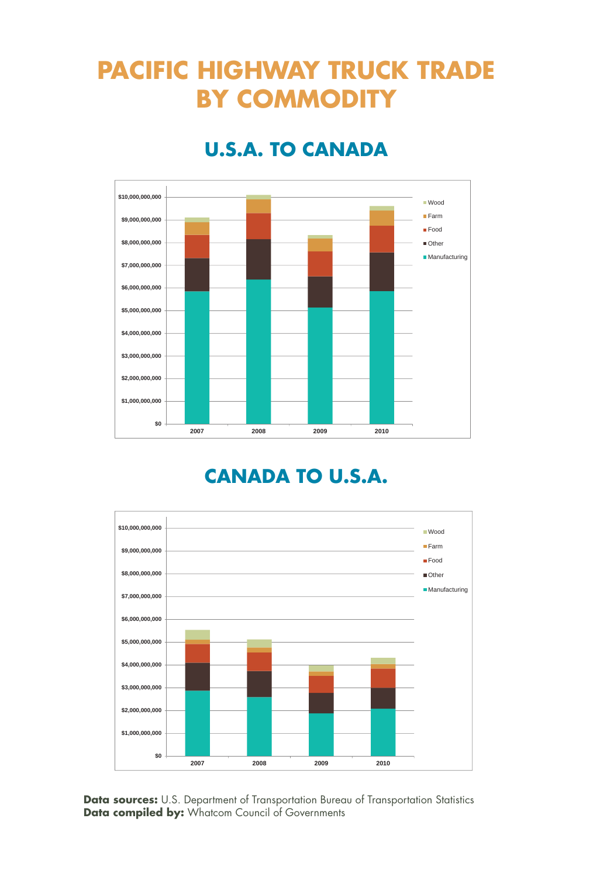# PACIFIC HIGHWAY TRUCK TRADE BY COMMODITY

## U.S.A. TO CANADA

$10,000,000,000
$9,000,000,000
$8,000,000,000
$7,000,000,000
$6,000,000,000
$5,000,000,000
$4,000,000,000
$3,000,000,000
$2,000,000,000
$1,000,000,000
$0

2007 2008 2009 2010

Wood
Farm
Food
Other
Manufacturing

## CANADA TO U.S.A.

$10,000,000,000
$9,000,000,000
$8,000,000,000
$7,000,000,000
$6,000,000,000
$5,000,000,000
$4,000,000,000
$3,000,000,000
$2,000,000,000
$1,000,000,000
$0

2007 2008 2009 2010

Wood
Farm
Food
Other
Manufacturing

**Data sources:** U.S. Department of Transportation Bureau of Transportation Statistics
**Data compiled by:** Whatcom Council of Governments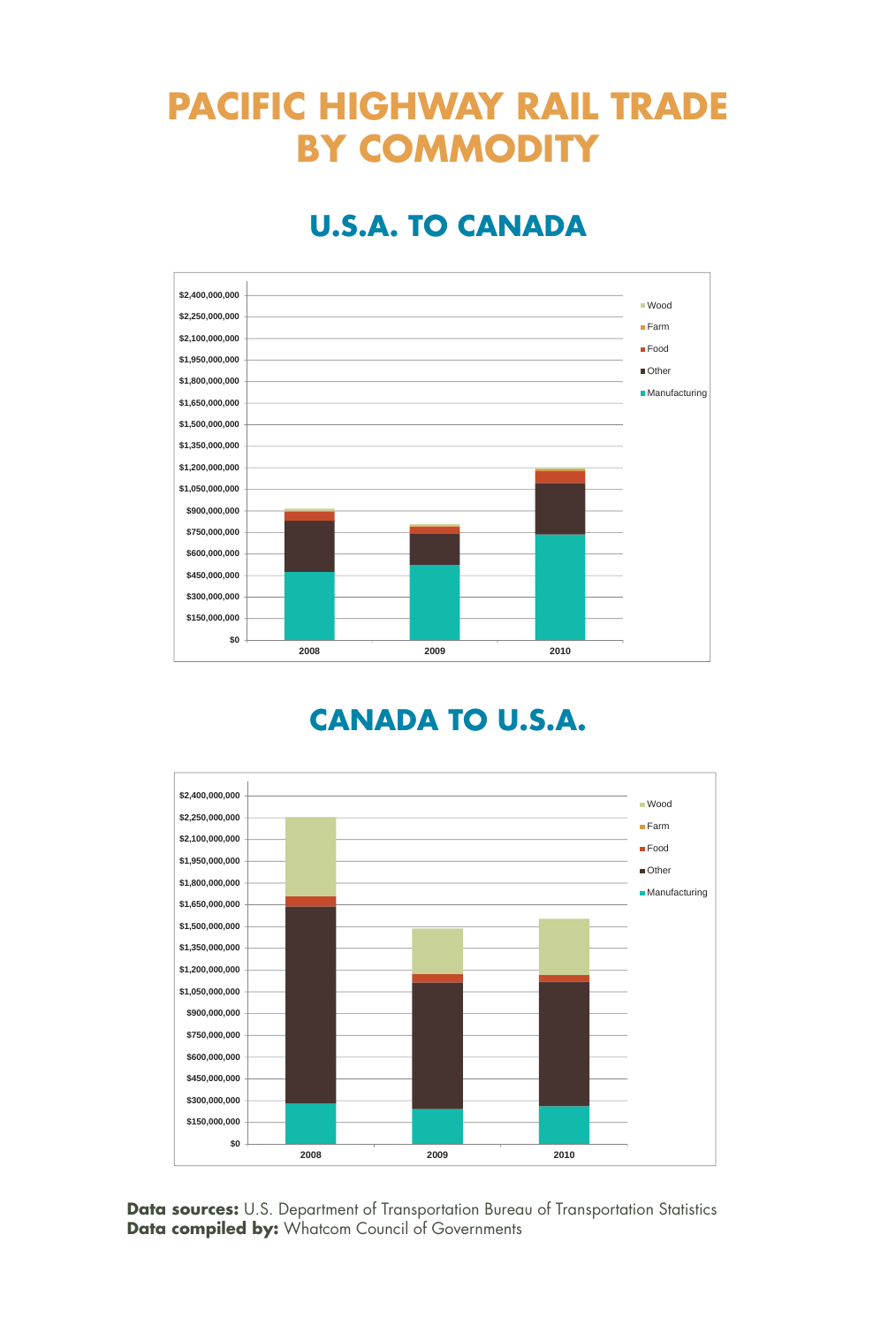# PACIFIC HIGHWAY RAIL TRADE BY COMMODITY

## U.S.A. TO CANADA

## CANADA TO U.S.A.

**Data sources:** U.S. Department of Transportation Bureau of Transportation Statistics
**Data compiled by:** Whatcom Council of Governments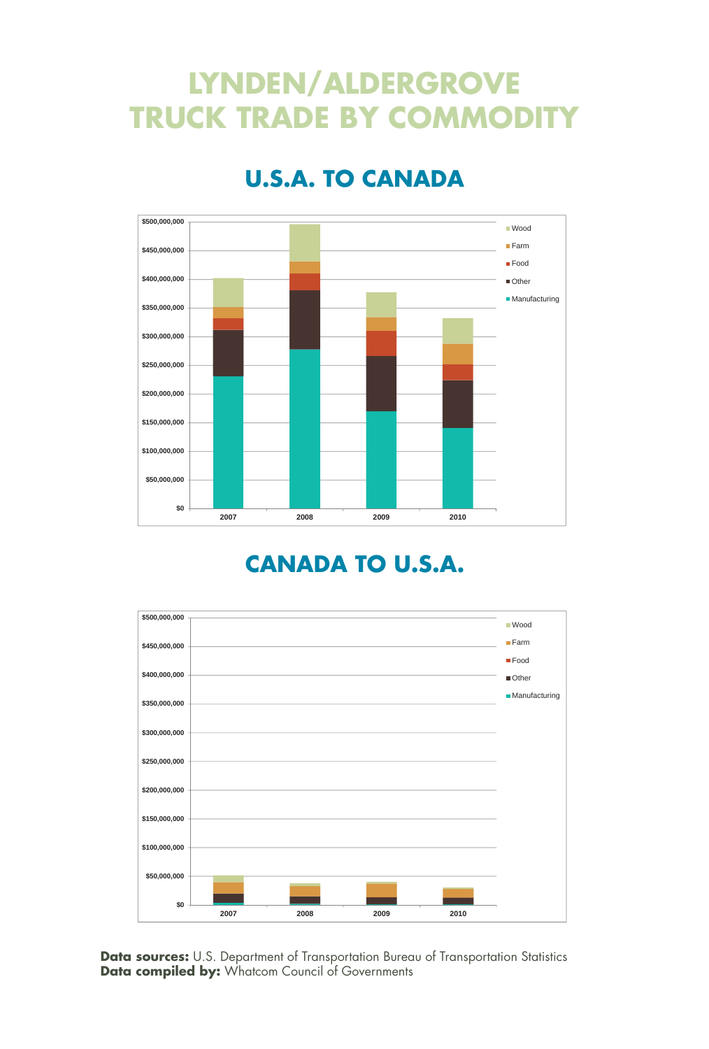# LYNDEN/ALDERGROVE TRUCK TRADE BY COMMODITY

## U.S.A. TO CANADA

$500,000,000
$450,000,000
$400,000,000
$350,000,000
$300,000,000
$250,000,000
$200,000,000
$150,000,000
$100,000,000
$50,000,000
$0

2007 2008 2009 2010

Wood
Farm
Food
Other
Manufacturing

## CANADA TO U.S.A.

$500,000,000
$450,000,000
$400,000,000
$350,000,000
$300,000,000
$250,000,000
$200,000,000
$150,000,000
$100,000,000
$50,000,000
$0

2007 2008 2009 2010

Wood
Farm
Food
Other
Manufacturing

**Data sources:** U.S. Department of Transportation Bureau of Transportation Statistics
**Data compiled by:** Whatcom Council of Governments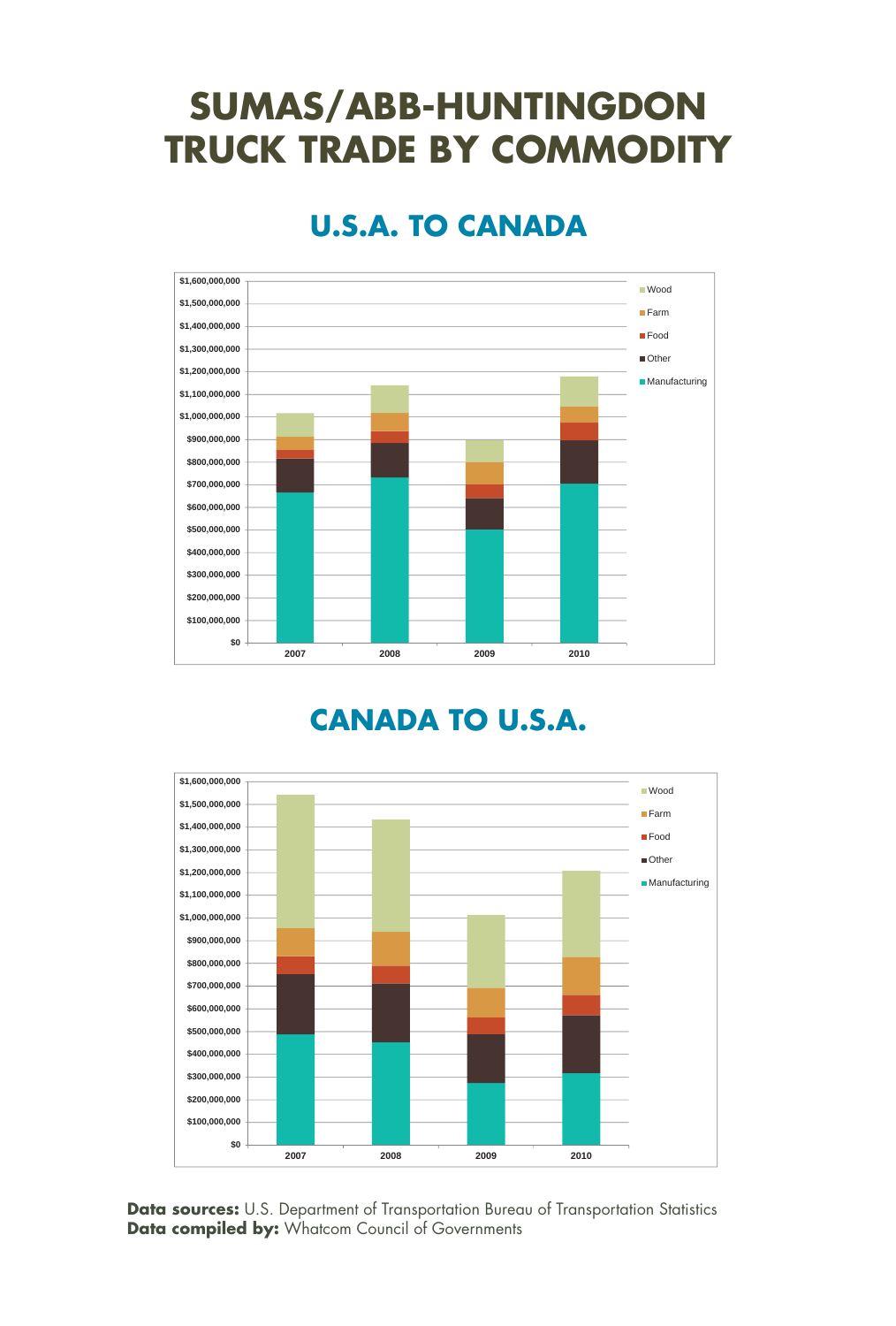# SUMAS/ABB-HUNTINGDON TRUCK TRADE BY COMMODITY

## U.S.A. TO CANADA

## CANADA TO U.S.A.

**Data sources:** U.S. Department of Transportation Bureau of Transportation Statistics
**Data compiled by:** Whatcom Council of Governments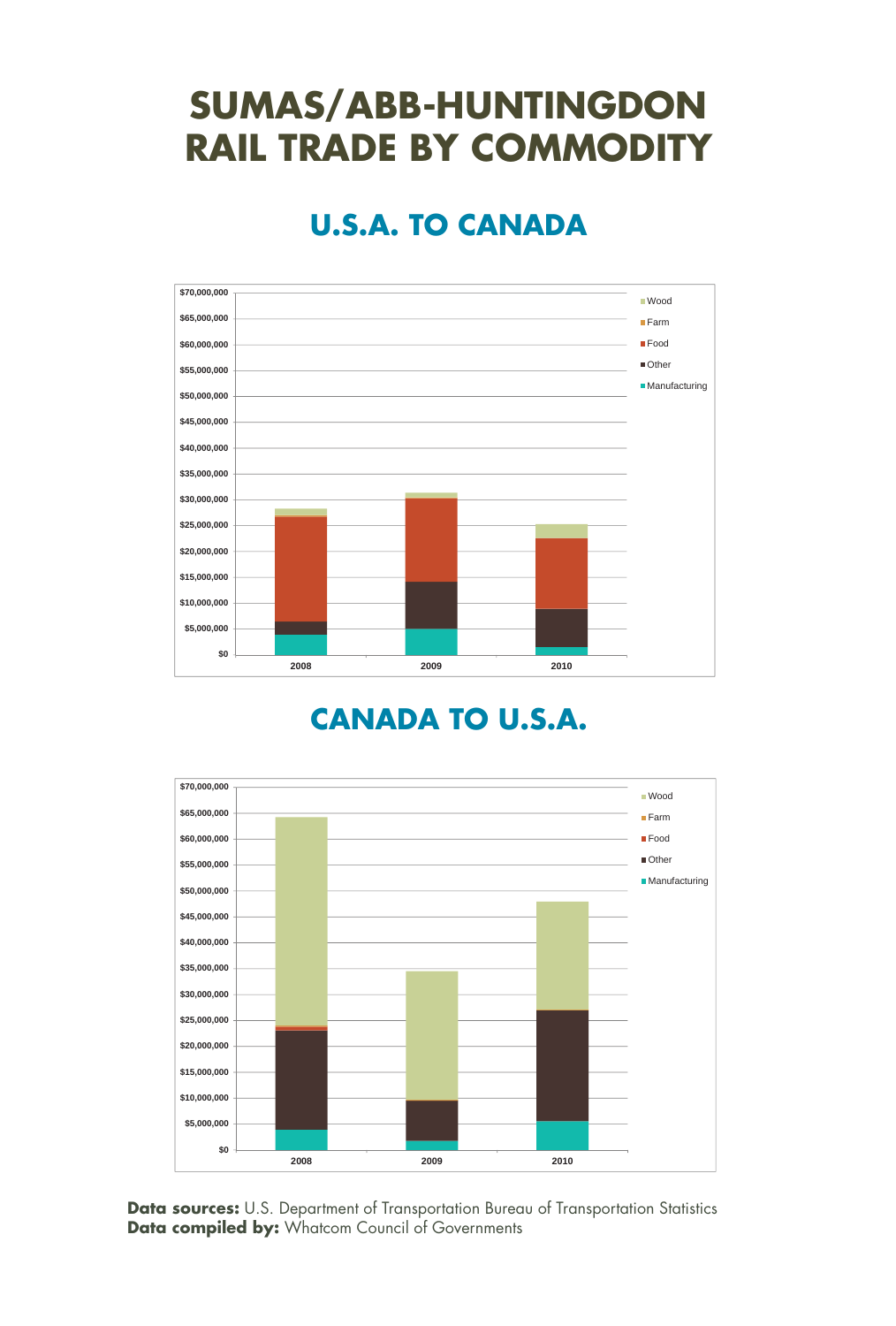# SUMAS/ABB-HUNTINGDON RAIL TRADE BY COMMODITY

## U.S.A. TO CANADA

$70,000,000
$65,000,000
$60,000,000
$55,000,000
$50,000,000
$45,000,000
$40,000,000
$35,000,000
$30,000,000
$25,000,000
$20,000,000
$15,000,000
$10,000,000
$5,000,000
$0

2008
2009
2010

Wood
Farm
Food
Other
Manufacturing

## CANADA TO U.S.A.

$70,000,000
$65,000,000
$60,000,000
$55,000,000
$50,000,000
$45,000,000
$40,000,000
$35,000,000
$30,000,000
$25,000,000
$20,000,000
$15,000,000
$10,000,000
$5,000,000
$0

2008
2009
2010

Wood
Farm
Food
Other
Manufacturing

**Data sources:** U.S. Department of Transportation Bureau of Transportation Statistics
**Data compiled by:** Whatcom Council of Governments